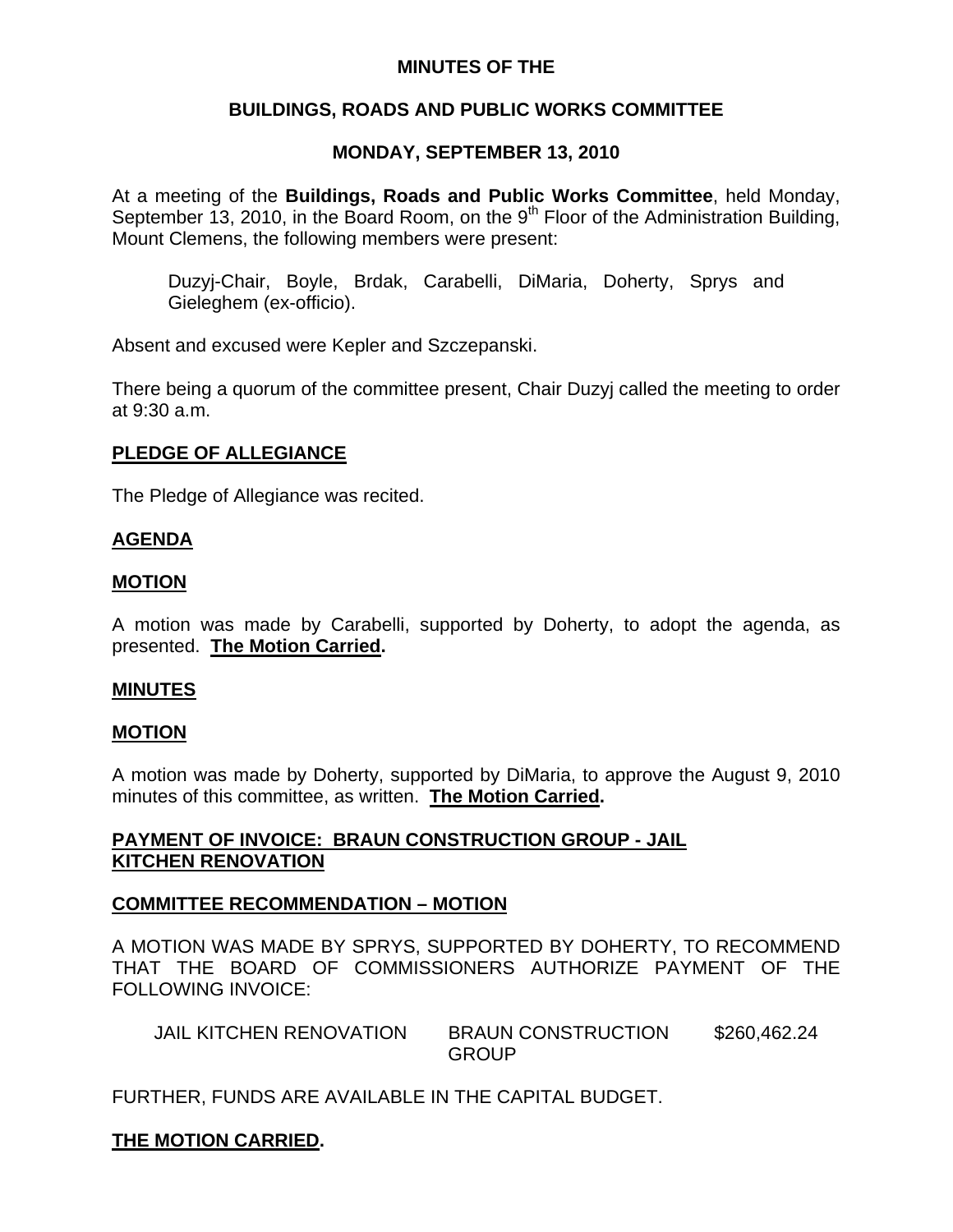**MINUTES OF THE**

**BUILDINGS, ROADS AND PUBLIC WORKS COMMITTEE**

**MONDAY, SEPTEMBER 13, 2010**

At a meeting of the **Buildings, Roads and Public Works Committee**, held Monday, September 13, 2010, in the Board Room, on the 9th Floor of the Administration Building, Mount Clemens, the following members were present:

Duzyj-Chair, Boyle, Brdak, Carabelli, DiMaria, Doherty, Sprys and Gieleghem (ex-officio).

Absent and excused were Kepler and Szczepanski.

There being a quorum of the committee present, Chair Duzyj called the meeting to order at 9:30 a.m.

**PLEDGE OF ALLEGIANCE**

The Pledge of Allegiance was recited.

**AGENDA**

**MOTION**

A motion was made by Carabelli, supported by Doherty, to adopt the agenda, as presented. **The Motion Carried.**

**MINUTES**

**MOTION**

A motion was made by Doherty, supported by DiMaria, to approve the August 9, 2010 minutes of this committee, as written. **The Motion Carried.**

**PAYMENT OF INVOICE: BRAUN CONSTRUCTION GROUP - JAIL KITCHEN RENOVATION**

**COMMITTEE RECOMMENDATION – MOTION**

A MOTION WAS MADE BY SPRYS, SUPPORTED BY DOHERTY, TO RECOMMEND THAT THE BOARD OF COMMISSIONERS AUTHORIZE PAYMENT OF THE FOLLOWING INVOICE:

| | | |
|---|---|---|
| JAIL KITCHEN RENOVATION | BRAUN CONSTRUCTION GROUP | \$260,462.24 |

FURTHER, FUNDS ARE AVAILABLE IN THE CAPITAL BUDGET.

**THE MOTION CARRIED.**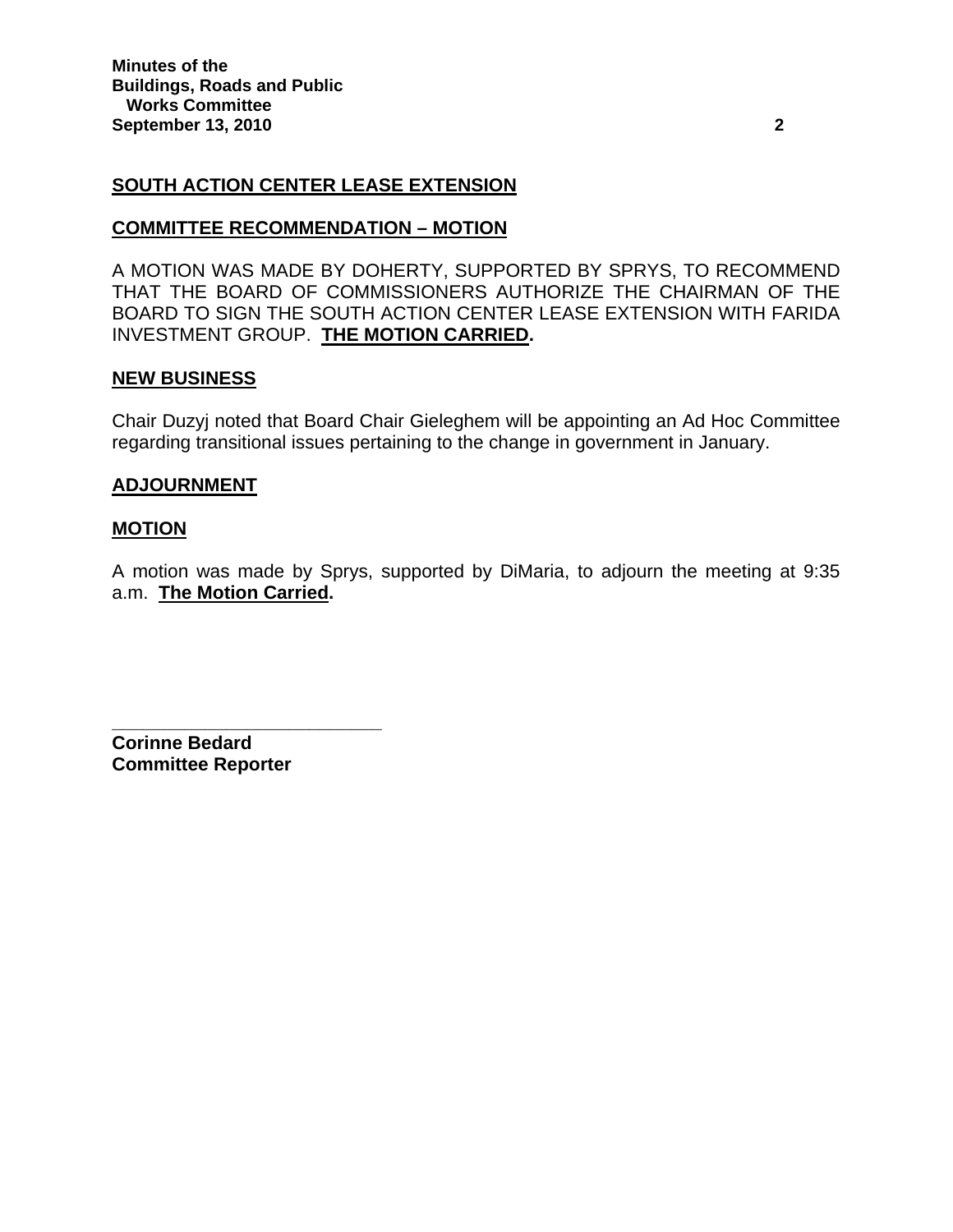**SOUTH ACTION CENTER LEASE EXTENSION**

**COMMITTEE RECOMMENDATION – MOTION**

A MOTION WAS MADE BY DOHERTY, SUPPORTED BY SPRYS, TO RECOMMEND THAT THE BOARD OF COMMISSIONERS AUTHORIZE THE CHAIRMAN OF THE BOARD TO SIGN THE SOUTH ACTION CENTER LEASE EXTENSION WITH FARIDA INVESTMENT GROUP. **THE MOTION CARRIED.**

**NEW BUSINESS**

Chair Duzyj noted that Board Chair Gieleghem will be appointing an Ad Hoc Committee regarding transitional issues pertaining to the change in government in January.

**ADJOURNMENT**

**MOTION**

A motion was made by Sprys, supported by DiMaria, to adjourn the meeting at 9:35 a.m. **The Motion Carried.**

___________________________

**Corinne Bedard**
**Committee Reporter**